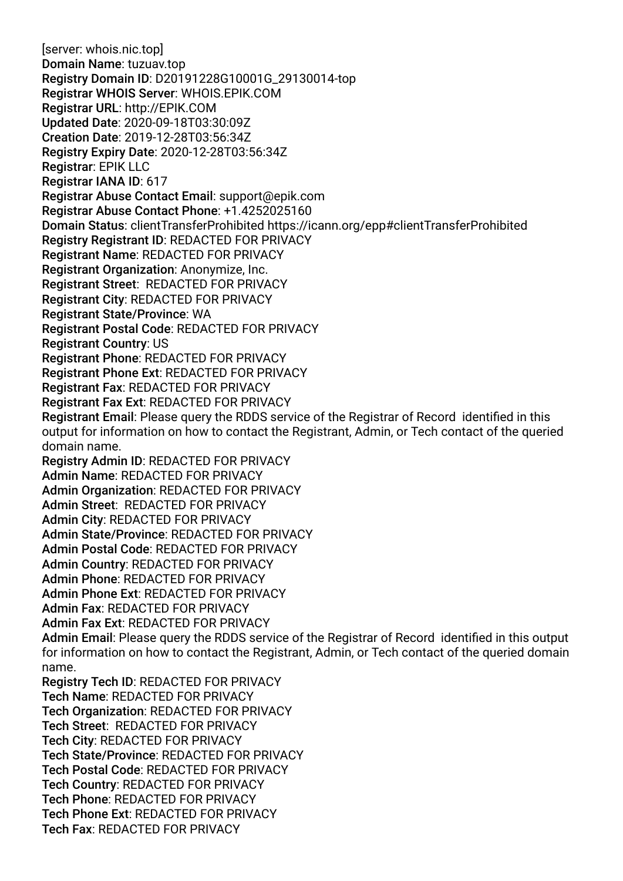[server: whois.nic.top]
**Domain Name**: tuzuav.top
**Registry Domain ID**: D20191228G10001G_29130014-top
**Registrar WHOIS Server**: WHOIS.EPIK.COM
**Registrar URL**: http://EPIK.COM
**Updated Date**: 2020-09-18T03:30:09Z
**Creation Date**: 2019-12-28T03:56:34Z
**Registry Expiry Date**: 2020-12-28T03:56:34Z
**Registrar**: EPIK LLC
**Registrar IANA ID**: 617
**Registrar Abuse Contact Email**: support@epik.com
**Registrar Abuse Contact Phone**: +1.4252025160
**Domain Status**: clientTransferProhibited https://icann.org/epp#clientTransferProhibited
**Registry Registrant ID**: REDACTED FOR PRIVACY
**Registrant Name**: REDACTED FOR PRIVACY
**Registrant Organization**: Anonymize, Inc.
**Registrant Street**: REDACTED FOR PRIVACY
**Registrant City**: REDACTED FOR PRIVACY
**Registrant State/Province**: WA
**Registrant Postal Code**: REDACTED FOR PRIVACY
**Registrant Country**: US
**Registrant Phone**: REDACTED FOR PRIVACY
**Registrant Phone Ext**: REDACTED FOR PRIVACY
**Registrant Fax**: REDACTED FOR PRIVACY
**Registrant Fax Ext**: REDACTED FOR PRIVACY
**Registrant Email**: Please query the RDDS service of the Registrar of Record identified in this output for information on how to contact the Registrant, Admin, or Tech contact of the queried domain name.
**Registry Admin ID**: REDACTED FOR PRIVACY
**Admin Name**: REDACTED FOR PRIVACY
**Admin Organization**: REDACTED FOR PRIVACY
**Admin Street**: REDACTED FOR PRIVACY
**Admin City**: REDACTED FOR PRIVACY
**Admin State/Province**: REDACTED FOR PRIVACY
**Admin Postal Code**: REDACTED FOR PRIVACY
**Admin Country**: REDACTED FOR PRIVACY
**Admin Phone**: REDACTED FOR PRIVACY
**Admin Phone Ext**: REDACTED FOR PRIVACY
**Admin Fax**: REDACTED FOR PRIVACY
**Admin Fax Ext**: REDACTED FOR PRIVACY
**Admin Email**: Please query the RDDS service of the Registrar of Record identified in this output for information on how to contact the Registrant, Admin, or Tech contact of the queried domain name.
**Registry Tech ID**: REDACTED FOR PRIVACY
**Tech Name**: REDACTED FOR PRIVACY
**Tech Organization**: REDACTED FOR PRIVACY
**Tech Street**: REDACTED FOR PRIVACY
**Tech City**: REDACTED FOR PRIVACY
**Tech State/Province**: REDACTED FOR PRIVACY
**Tech Postal Code**: REDACTED FOR PRIVACY
**Tech Country**: REDACTED FOR PRIVACY
**Tech Phone**: REDACTED FOR PRIVACY
**Tech Phone Ext**: REDACTED FOR PRIVACY
**Tech Fax**: REDACTED FOR PRIVACY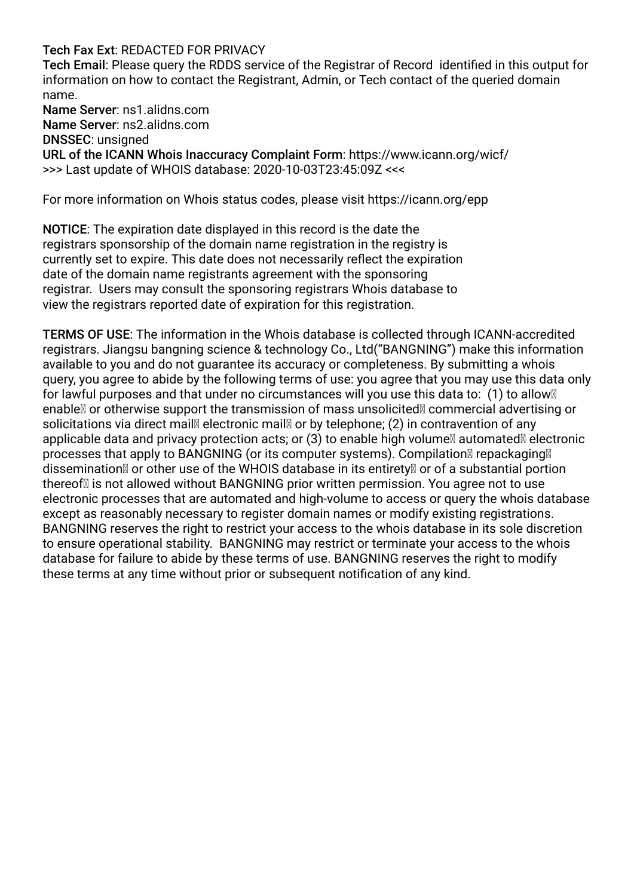**Tech Fax Ext**: REDACTED FOR PRIVACY
**Tech Email**: Please query the RDDS service of the Registrar of Record identified in this output for information on how to contact the Registrant, Admin, or Tech contact of the queried domain name.
**Name Server**: ns1.alidns.com
**Name Server**: ns2.alidns.com
**DNSSEC**: unsigned
**URL of the ICANN Whois Inaccuracy Complaint Form**: https://www.icann.org/wicf/
>>> Last update of WHOIS database: 2020-10-03T23:45:09Z <<<

For more information on Whois status codes, please visit https://icann.org/epp

**NOTICE**: The expiration date displayed in this record is the date the registrars sponsorship of the domain name registration in the registry is currently set to expire. This date does not necessarily reflect the expiration date of the domain name registrants agreement with the sponsoring registrar. Users may consult the sponsoring registrars Whois database to view the registrars reported date of expiration for this registration.

**TERMS OF USE**: The information in the Whois database is collected through ICANN-accredited registrars. Jiangsu bangning science & technology Co., Ltd("BANGNING") make this information available to you and do not guarantee its accuracy or completeness. By submitting a whois query, you agree to abide by the following terms of use: you agree that you may use this data only for lawful purposes and that under no circumstances will you use this data to: (1) to allow enable or otherwise support the transmission of mass unsolicited commercial advertising or solicitations via direct mail electronic mail or by telephone; (2) in contravention of any applicable data and privacy protection acts; or (3) to enable high volume automated electronic processes that apply to BANGNING (or its computer systems). Compilation repackaging dissemination or other use of the WHOIS database in its entirety or of a substantial portion thereof is not allowed without BANGNING prior written permission. You agree not to use electronic processes that are automated and high-volume to access or query the whois database except as reasonably necessary to register domain names or modify existing registrations. BANGNING reserves the right to restrict your access to the whois database in its sole discretion to ensure operational stability. BANGNING may restrict or terminate your access to the whois database for failure to abide by these terms of use. BANGNING reserves the right to modify these terms at any time without prior or subsequent notification of any kind.